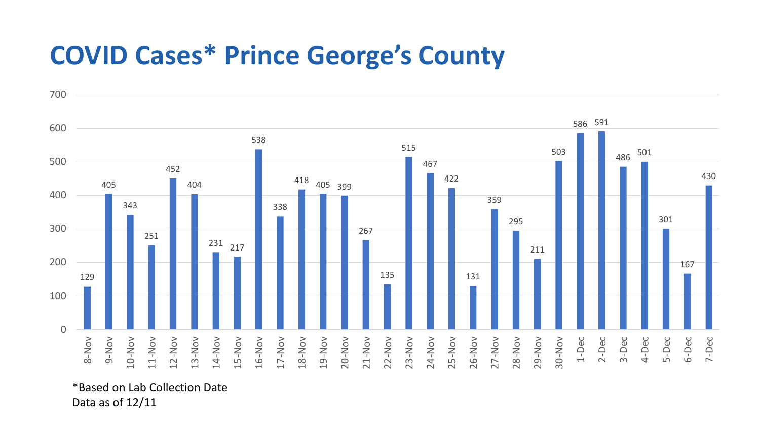# COVID Cases* Prince George's County

| Date | Cases |
|---|---|
| 8-Nov | 129 |
| 9-Nov | 405 |
| 10-Nov | 343 |
| 11-Nov | 251 |
| 12-Nov | 452 |
| 13-Nov | 404 |
| 14-Nov | 231 |
| 15-Nov | 217 |
| 16-Nov | 538 |
| 17-Nov | 338 |
| 18-Nov | 418 |
| 19-Nov | 405 |
| 20-Nov | 399 |
| 21-Nov | 267 |
| 22-Nov | 135 |
| 23-Nov | 515 |
| 24-Nov | 467 |
| 25-Nov | 422 |
| 26-Nov | 131 |
| 27-Nov | 359 |
| 28-Nov | 295 |
| 29-Nov | 211 |
| 30-Nov | 503 |
| 1-Dec | 586 |
| 2-Dec | 591 |
| 3-Dec | 486 |
| 4-Dec | 501 |
| 5-Dec | 301 |
| 6-Dec | 167 |
| 7-Dec | 430 |

*Based on Lab Collection Date
Data as of 12/11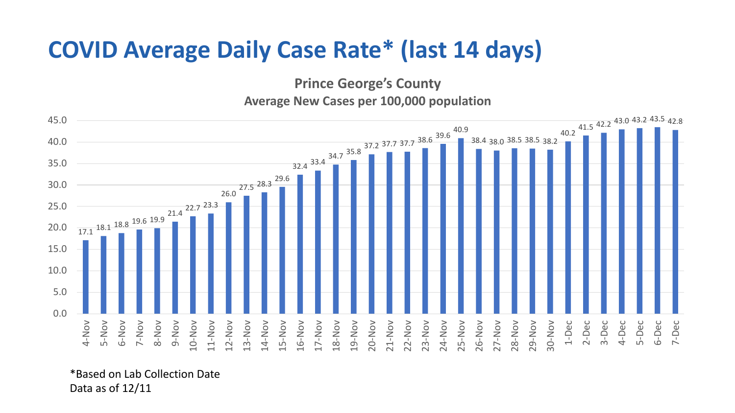# COVID Average Daily Case Rate* (last 14 days)

## Prince George's County

### Average New Cases per 100,000 population

| Date | Average New Cases per 100,000 |
|---|---|
| 4-Nov | 17.1 |
| 5-Nov | 18.1 |
| 6-Nov | 18.8 |
| 7-Nov | 19.6 |
| 8-Nov | 19.9 |
| 9-Nov | 21.4 |
| 10-Nov | 22.7 |
| 11-Nov | 23.3 |
| 12-Nov | 26.0 |
| 13-Nov | 27.5 |
| 14-Nov | 28.3 |
| 15-Nov | 29.6 |
| 16-Nov | 32.4 |
| 17-Nov | 33.4 |
| 18-Nov | 34.7 |
| 19-Nov | 35.8 |
| 20-Nov | 37.2 |
| 21-Nov | 37.7 |
| 22-Nov | 37.7 |
| 23-Nov | 38.6 |
| 24-Nov | 39.6 |
| 25-Nov | 40.9 |
| 26-Nov | 38.4 |
| 27-Nov | 38.0 |
| 28-Nov | 38.5 |
| 29-Nov | 38.5 |
| 30-Nov | 38.2 |
| 1-Dec | 40.2 |
| 2-Dec | 41.5 |
| 3-Dec | 42.2 |
| 4-Dec | 43.0 |
| 5-Dec | 43.2 |
| 6-Dec | 43.5 |
| 7-Dec | 42.8 |

*Based on Lab Collection Date
Data as of 12/11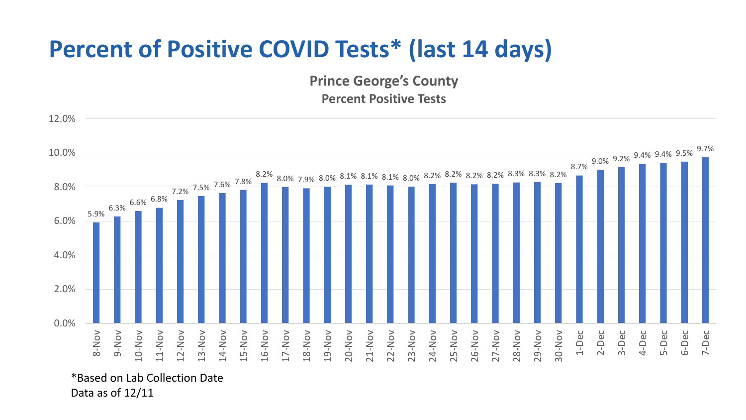# Percent of Positive COVID Tests* (last 14 days)

Prince George's County
Percent Positive Tests

12.0%
10.0%
8.0%
6.0%
4.0%
2.0%
0.0%

5.9% 6.3% 6.6% 6.8% 7.2% 7.5% 7.6% 7.8% 8.2% 8.0% 7.9% 8.0% 8.1% 8.1% 8.1% 8.0% 8.2% 8.2% 8.2% 8.2% 8.3% 8.3% 8.2% 8.7% 9.0% 9.2% 9.4% 9.4% 9.5% 9.7%

8-Nov 9-Nov 10-Nov 11-Nov 12-Nov 13-Nov 14-Nov 15-Nov 16-Nov 17-Nov 18-Nov 19-Nov 20-Nov 21-Nov 22-Nov 23-Nov 24-Nov 25-Nov 26-Nov 27-Nov 28-Nov 29-Nov 30-Nov 1-Dec 2-Dec 3-Dec 4-Dec 5-Dec 6-Dec 7-Dec

*Based on Lab Collection Date
Data as of 12/11